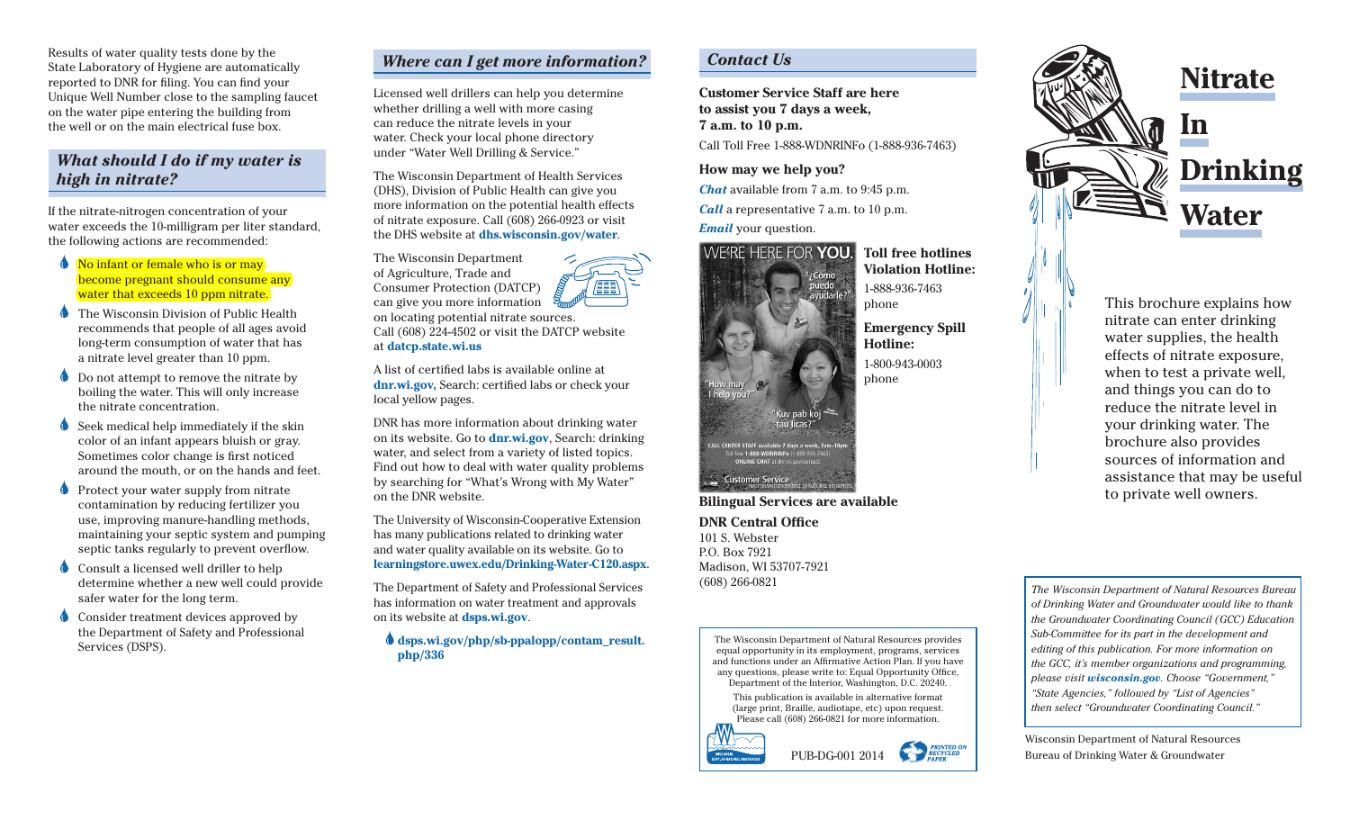Results of water quality tests done by the State Laboratory of Hygiene are automatically reported to DNR for filing. You can find your Unique Well Number close to the sampling faucet on the water pipe entering the building from the well or on the main electrical fuse box.

## *What should I do if my water is high in nitrate?*

If the nitrate-nitrogen concentration of your water exceeds the 10-milligram per liter standard, the following actions are recommended:

- No infant or female who is or may become pregnant should consume any water that exceeds 10 ppm nitrate.
- The Wisconsin Division of Public Health recommends that people of all ages avoid long-term consumption of water that has a nitrate level greater than 10 ppm.
- Do not attempt to remove the nitrate by boiling the water. This will only increase the nitrate concentration.
- Seek medical help immediately if the skin color of an infant appears bluish or gray. Sometimes color change is first noticed around the mouth, or on the hands and feet.
- Protect your water supply from nitrate contamination by reducing fertilizer you use, improving manure-handling methods, maintaining your septic system and pumping septic tanks regularly to prevent overflow.
- Consult a licensed well driller to help determine whether a new well could provide safer water for the long term.
- Consider treatment devices approved by the Department of Safety and Professional Services (DSPS).

## *Where can I get more information?*

Licensed well drillers can help you determine whether drilling a well with more casing can reduce the nitrate levels in your water. Check your local phone directory under "Water Well Drilling & Service."

The Wisconsin Department of Health Services (DHS), Division of Public Health can give you more information on the potential health effects of nitrate exposure. Call (608) 266-0923 or visit the DHS website at **dhs.wisconsin.gov/water**.

The Wisconsin Department of Agriculture, Trade and Consumer Protection (DATCP) can give you more information on locating potential nitrate sources. Call (608) 224-4502 or visit the DATCP website at **datcp.state.wi.us**

A list of certified labs is available online at **dnr.wi.gov**, Search: certified labs or check your local yellow pages.

DNR has more information about drinking water on its website. Go to **dnr.wi.gov**, Search: drinking water, and select from a variety of listed topics. Find out how to deal with water quality problems by searching for "What's Wrong with My Water" on the DNR website.

The University of Wisconsin-Cooperative Extension has many publications related to drinking water and water quality available on its website. Go to **learningstore.uwex.edu/Drinking-Water-C120.aspx**.

The Department of Safety and Professional Services has information on water treatment and approvals on its website at **dsps.wi.gov**.

- **dsps.wi.gov/php/sb-ppalopp/contam_result.php/336**

## *Contact Us*

**Customer Service Staff are here to assist you 7 days a week, 7 a.m. to 10 p.m.**

Call Toll Free 1-888-WDNRINFo (1-888-936-7463)

**How may we help you?**

***Chat*** available from 7 a.m. to 9:45 p.m.

***Call*** a representative 7 a.m. to 10 p.m.

***Email*** your question.

WE'RE HERE FOR **YOU.** "¿Cómo puedo ayudarle?" "How may I help you?" "Kuv pab koj tau licas?" CALL CENTER STAFF available 7 days a week, 7am–10pm. Toll-free 1-888-WDNRINFo (1-888-936-7463). ONLINE CHAT at dnr.wi.gov/contact. Customer Service

**Toll free hotlines**
**Violation Hotline:**
1-888-936-7463 phone

**Emergency Spill Hotline:**
1-800-943-0003 phone

**Bilingual Services are available**

**DNR Central Office**
101 S. Webster
P.O. Box 7921
Madison, WI 53707-7921
(608) 266-0821

The Wisconsin Department of Natural Resources provides equal opportunity in its employment, programs, services and functions under an Affirmative Action Plan. If you have any questions, please write to: Equal Opportunity Office, Department of the Interior, Washington, D.C. 20240.

This publication is available in alternative format (large print, Braille, audiotape, etc) upon request. Please call (608) 266-0821 for more information.

PUB-DG-001 2014

PRINTED ON RECYCLED PAPER

# Nitrate In Drinking Water

This brochure explains how nitrate can enter drinking water supplies, the health effects of nitrate exposure, when to test a private well, and things you can do to reduce the nitrate level in your drinking water. The brochure also provides sources of information and assistance that may be useful to private well owners.

*The Wisconsin Department of Natural Resources Bureau of Drinking Water and Groundwater would like to thank the Groundwater Coordinating Council (GCC) Education Sub-Committee for its part in the development and editing of this publication. For more information on the GCC, it's member organizations and programming, please visit **wisconsin.gov**. Choose "Government," "State Agencies," followed by "List of Agencies" then select "Groundwater Coordinating Council."*

Wisconsin Department of Natural Resources
Bureau of Drinking Water & Groundwater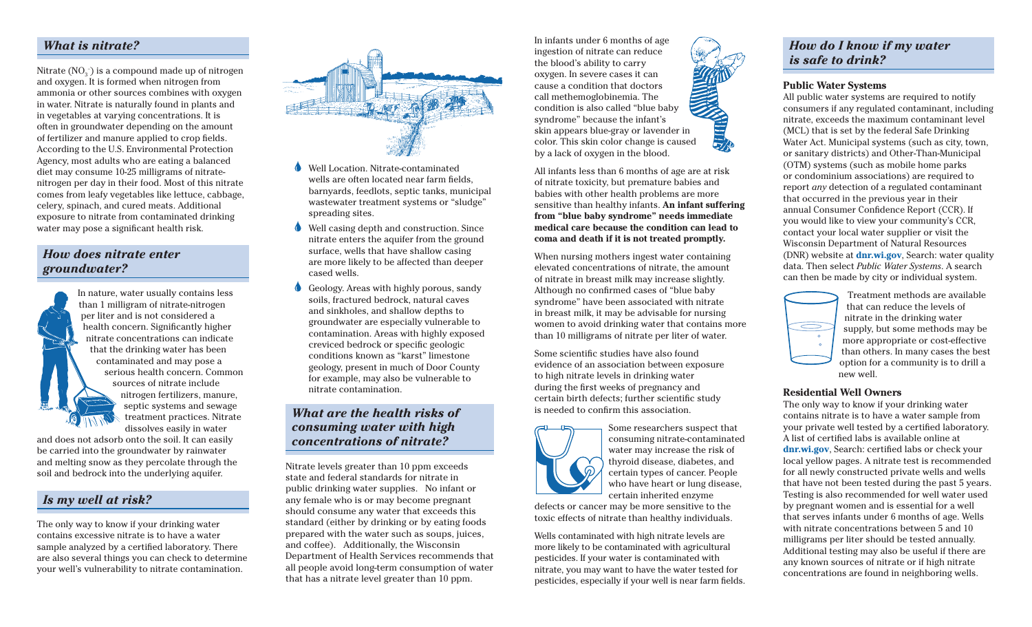## *What is nitrate?*

Nitrate ($NO_3^-$) is a compound made up of nitrogen and oxygen. It is formed when nitrogen from ammonia or other sources combines with oxygen in water. Nitrate is naturally found in plants and in vegetables at varying concentrations. It is often in groundwater depending on the amount of fertilizer and manure applied to crop fields. According to the U.S. Environmental Protection Agency, most adults who are eating a balanced diet may consume 10-25 milligrams of nitrate-nitrogen per day in their food. Most of this nitrate comes from leafy vegetables like lettuce, cabbage, celery, spinach, and cured meats. Additional exposure to nitrate from contaminated drinking water may pose a significant health risk.

## *How does nitrate enter groundwater?*

In nature, water usually contains less than 1 milligram of nitrate-nitrogen per liter and is not considered a health concern. Significantly higher nitrate concentrations can indicate that the drinking water has been contaminated and may pose a serious health concern. Common sources of nitrate include nitrogen fertilizers, manure, septic systems and sewage treatment practices. Nitrate dissolves easily in water and does not adsorb onto the soil. It can easily be carried into the groundwater by rainwater and melting snow as they percolate through the soil and bedrock into the underlying aquifer.

## *Is my well at risk?*

The only way to know if your drinking water contains excessive nitrate is to have a water sample analyzed by a certified laboratory. There are also several things you can check to determine your well's vulnerability to nitrate contamination.

- Well Location. Nitrate-contaminated wells are often located near farm fields, barnyards, feedlots, septic tanks, municipal wastewater treatment systems or "sludge" spreading sites.
- Well casing depth and construction. Since nitrate enters the aquifer from the ground surface, wells that have shallow casing are more likely to be affected than deeper cased wells.
- Geology. Areas with highly porous, sandy soils, fractured bedrock, natural caves and sinkholes, and shallow depths to groundwater are especially vulnerable to contamination. Areas with highly exposed creviced bedrock or specific geologic conditions known as "karst" limestone geology, present in much of Door County for example, may also be vulnerable to nitrate contamination.

## *What are the health risks of consuming water with high concentrations of nitrate?*

Nitrate levels greater than 10 ppm exceeds state and federal standards for nitrate in public drinking water supplies. No infant or any female who is or may become pregnant should consume any water that exceeds this standard (either by drinking or by eating foods prepared with the water such as soups, juices, and coffee). Additionally, the Wisconsin Department of Health Services recommends that all people avoid long-term consumption of water that has a nitrate level greater than 10 ppm.

In infants under 6 months of age ingestion of nitrate can reduce the blood's ability to carry oxygen. In severe cases it can cause a condition that doctors call methemoglobinemia. The condition is also called "blue baby syndrome" because the infant's skin appears blue-gray or lavender in color. This skin color change is caused by a lack of oxygen in the blood.

All infants less than 6 months of age are at risk of nitrate toxicity, but premature babies and babies with other health problems are more sensitive than healthy infants. **An infant suffering from "blue baby syndrome" needs immediate medical care because the condition can lead to coma and death if it is not treated promptly.**

When nursing mothers ingest water containing elevated concentrations of nitrate, the amount of nitrate in breast milk may increase slightly. Although no confirmed cases of "blue baby syndrome" have been associated with nitrate in breast milk, it may be advisable for nursing women to avoid drinking water that contains more than 10 milligrams of nitrate per liter of water.

Some scientific studies have also found evidence of an association between exposure to high nitrate levels in drinking water during the first weeks of pregnancy and certain birth defects; further scientific study is needed to confirm this association.

Some researchers suspect that consuming nitrate-contaminated water may increase the risk of thyroid disease, diabetes, and certain types of cancer. People who have heart or lung disease, certain inherited enzyme defects or cancer may be more sensitive to the toxic effects of nitrate than healthy individuals.

Wells contaminated with high nitrate levels are more likely to be contaminated with agricultural pesticides. If your water is contaminated with nitrate, you may want to have the water tested for pesticides, especially if your well is near farm fields.

## *How do I know if my water is safe to drink?*

### Public Water Systems

All public water systems are required to notify consumers if any regulated contaminant, including nitrate, exceeds the maximum contaminant level (MCL) that is set by the federal Safe Drinking Water Act. Municipal systems (such as city, town, or sanitary districts) and Other-Than-Municipal (OTM) systems (such as mobile home parks or condominium associations) are required to report *any* detection of a regulated contaminant that occurred in the previous year in their annual Consumer Confidence Report (CCR). If you would like to view your community's CCR, contact your local water supplier or visit the Wisconsin Department of Natural Resources (DNR) website at **dnr.wi.gov**, Search: water quality data. Then select *Public Water Systems*. A search can then be made by city or individual system.

Treatment methods are available that can reduce the levels of nitrate in the drinking water supply, but some methods may be more appropriate or cost-effective than others. In many cases the best option for a community is to drill a new well.

### Residential Well Owners

The only way to know if your drinking water contains nitrate is to have a water sample from your private well tested by a certified laboratory. A list of certified labs is available online at **dnr.wi.gov**, Search: certified labs or check your local yellow pages. A nitrate test is recommended for all newly constructed private wells and wells that have not been tested during the past 5 years. Testing is also recommended for well water used by pregnant women and is essential for a well that serves infants under 6 months of age. Wells with nitrate concentrations between 5 and 10 milligrams per liter should be tested annually. Additional testing may also be useful if there are any known sources of nitrate or if high nitrate concentrations are found in neighboring wells.